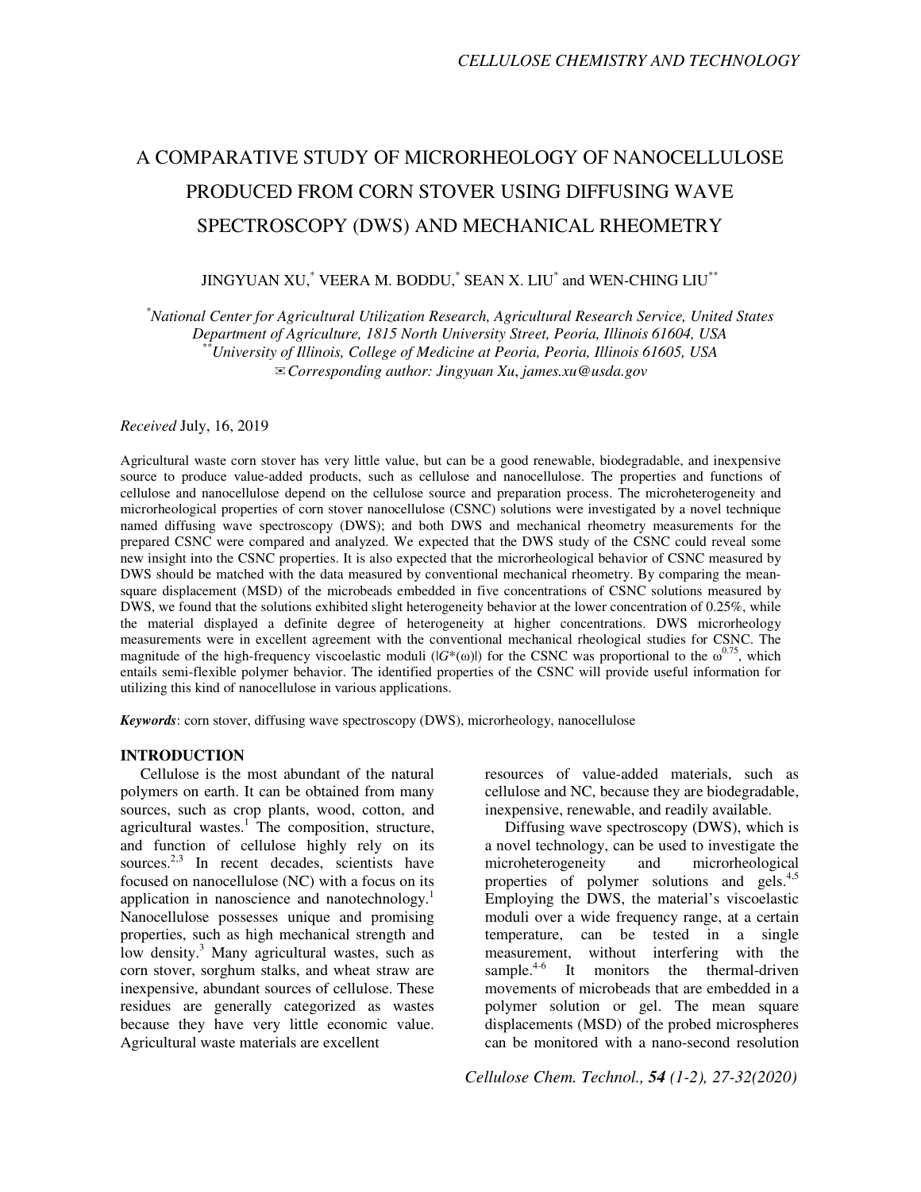# A COMPARATIVE STUDY OF MICRORHEOLOGY OF NANOCELLULOSE PRODUCED FROM CORN STOVER USING DIFFUSING WAVE SPECTROSCOPY (DWS) AND MECHANICAL RHEOMETRY

JINGYUAN XU,[*] VEERA M. BODDU,[*] SEAN X. LIU[*] and WEN-CHING LIU[**]

[*]*National Center for Agricultural Utilization Research, Agricultural Research Service, United States Department of Agriculture, 1815 North University Street, Peoria, Illinois 61604, USA*
[**]*University of Illinois, College of Medicine at Peoria, Peoria, Illinois 61605, USA*
✉ *Corresponding author: Jingyuan Xu, james.xu@usda.gov*

*Received* July, 16, 2019

Agricultural waste corn stover has very little value, but can be a good renewable, biodegradable, and inexpensive source to produce value-added products, such as cellulose and nanocellulose. The properties and functions of cellulose and nanocellulose depend on the cellulose source and preparation process. The microheterogeneity and microrheological properties of corn stover nanocellulose (CSNC) solutions were investigated by a novel technique named diffusing wave spectroscopy (DWS); and both DWS and mechanical rheometry measurements for the prepared CSNC were compared and analyzed. We expected that the DWS study of the CSNC could reveal some new insight into the CSNC properties. It is also expected that the microrheological behavior of CSNC measured by DWS should be matched with the data measured by conventional mechanical rheometry. By comparing the mean-square displacement (MSD) of the microbeads embedded in five concentrations of CSNC solutions measured by DWS, we found that the solutions exhibited slight heterogeneity behavior at the lower concentration of 0.25%, while the material displayed a definite degree of heterogeneity at higher concentrations. DWS microrheology measurements were in excellent agreement with the conventional mechanical rheological studies for CSNC. The magnitude of the high-frequency viscoelastic moduli ($|G^*(\omega)|$) for the CSNC was proportional to the $\omega^{0.75}$, which entails semi-flexible polymer behavior. The identified properties of the CSNC will provide useful information for utilizing this kind of nanocellulose in various applications.

***Keywords***: corn stover, diffusing wave spectroscopy (DWS), microrheology, nanocellulose

## INTRODUCTION

Cellulose is the most abundant of the natural polymers on earth. It can be obtained from many sources, such as crop plants, wood, cotton, and agricultural wastes.[1] The composition, structure, and function of cellulose highly rely on its sources.[2,3] In recent decades, scientists have focused on nanocellulose (NC) with a focus on its application in nanoscience and nanotechnology.[1] Nanocellulose possesses unique and promising properties, such as high mechanical strength and low density.[3] Many agricultural wastes, such as corn stover, sorghum stalks, and wheat straw are inexpensive, abundant sources of cellulose. These residues are generally categorized as wastes because they have very little economic value. Agricultural waste materials are excellent resources of value-added materials, such as cellulose and NC, because they are biodegradable, inexpensive, renewable, and readily available.

Diffusing wave spectroscopy (DWS), which is a novel technology, can be used to investigate the microheterogeneity and microrheological properties of polymer solutions and gels.[4,5] Employing the DWS, the material's viscoelastic moduli over a wide frequency range, at a certain temperature, can be tested in a single measurement, without interfering with the sample.[4-6] It monitors the thermal-driven movements of microbeads that are embedded in a polymer solution or gel. The mean square displacements (MSD) of the probed microspheres can be monitored with a nano-second resolution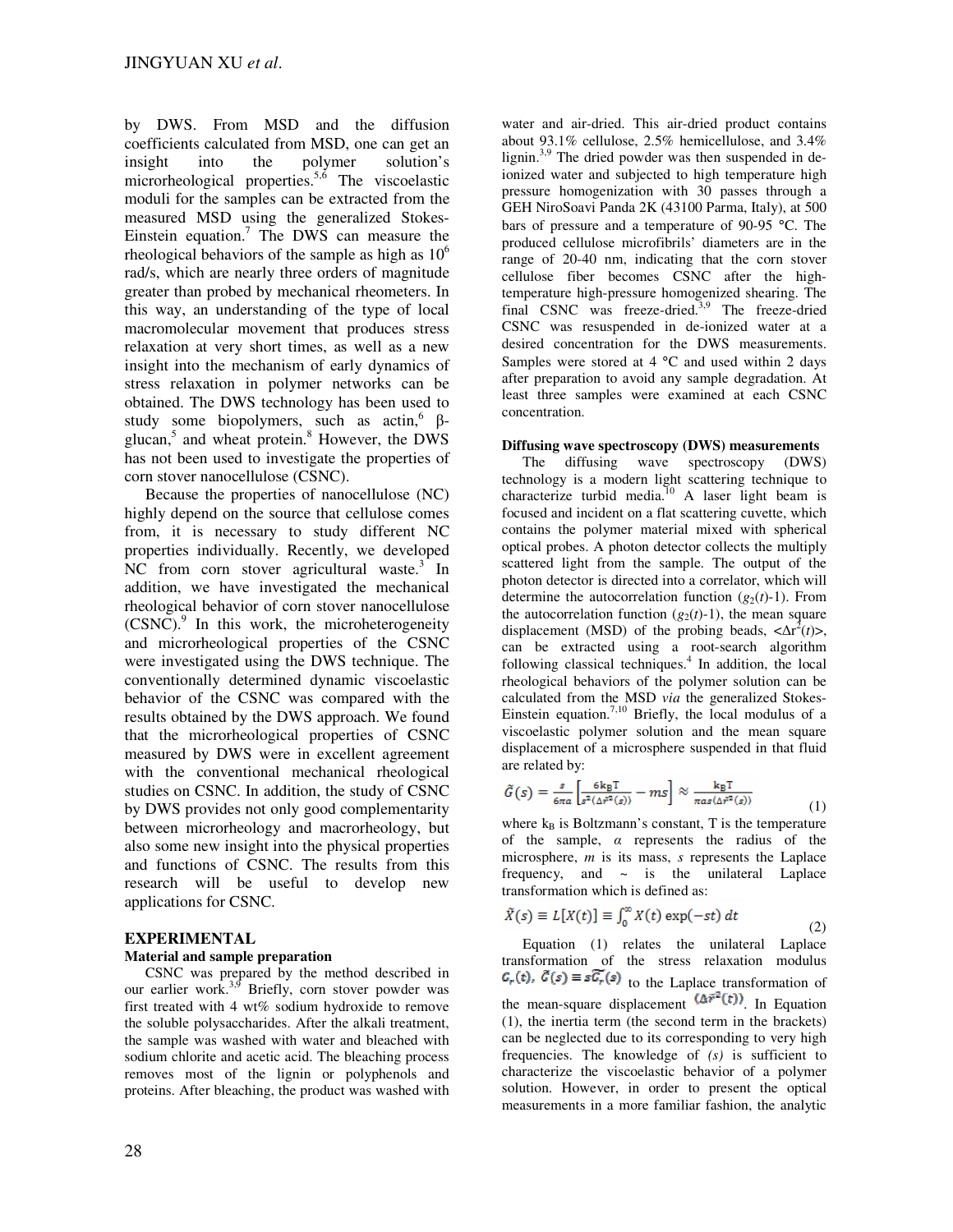by DWS. From MSD and the diffusion coefficients calculated from MSD, one can get an insight into the polymer solution's microrheological properties.[5,6] The viscoelastic moduli for the samples can be extracted from the measured MSD using the generalized Stokes-Einstein equation.[7] The DWS can measure the rheological behaviors of the sample as high as $10^6$ rad/s, which are nearly three orders of magnitude greater than probed by mechanical rheometers. In this way, an understanding of the type of local macromolecular movement that produces stress relaxation at very short times, as well as a new insight into the mechanism of early dynamics of stress relaxation in polymer networks can be obtained. The DWS technology has been used to study some biopolymers, such as actin,[6] β-glucan,[5] and wheat protein.[8] However, the DWS has not been used to investigate the properties of corn stover nanocellulose (CSNC).

Because the properties of nanocellulose (NC) highly depend on the source that cellulose comes from, it is necessary to study different NC properties individually. Recently, we developed NC from corn stover agricultural waste.[3] In addition, we have investigated the mechanical rheological behavior of corn stover nanocellulose (CSNC).[9] In this work, the microheterogeneity and microrheological properties of the CSNC were investigated using the DWS technique. The conventionally determined dynamic viscoelastic behavior of the CSNC was compared with the results obtained by the DWS approach. We found that the microrheological properties of CSNC measured by DWS were in excellent agreement with the conventional mechanical rheological studies on CSNC. In addition, the study of CSNC by DWS provides not only good complementarity between microrheology and macrorheology, but also some new insight into the physical properties and functions of CSNC. The results from this research will be useful to develop new applications for CSNC.

## EXPERIMENTAL

### Material and sample preparation

CSNC was prepared by the method described in our earlier work.[3,9] Briefly, corn stover powder was first treated with 4 wt% sodium hydroxide to remove the soluble polysaccharides. After the alkali treatment, the sample was washed with water and bleached with sodium chlorite and acetic acid. The bleaching process removes most of the lignin or polyphenols and proteins. After bleaching, the product was washed with water and air-dried. This air-dried product contains about 93.1% cellulose, 2.5% hemicellulose, and 3.4% lignin.[3,9] The dried powder was then suspended in de-ionized water and subjected to high temperature high pressure homogenization with 30 passes through a GEH NiroSoavi Panda 2K (43100 Parma, Italy), at 500 bars of pressure and a temperature of 90-95 °C. The produced cellulose microfibrils' diameters are in the range of 20-40 nm, indicating that the corn stover cellulose fiber becomes CSNC after the high-temperature high-pressure homogenized shearing. The final CSNC was freeze-dried.[3,9] The freeze-dried CSNC was resuspended in de-ionized water at a desired concentration for the DWS measurements. Samples were stored at 4 °C and used within 2 days after preparation to avoid any sample degradation. At least three samples were examined at each CSNC concentration.

### Diffusing wave spectroscopy (DWS) measurements

The diffusing wave spectroscopy (DWS) technology is a modern light scattering technique to characterize turbid media.[10] A laser light beam is focused and incident on a flat scattering cuvette, which contains the polymer material mixed with spherical optical probes. A photon detector collects the multiply scattered light from the sample. The output of the photon detector is directed into a correlator, which will determine the autocorrelation function ($g_2(t)$-1). From the autocorrelation function ($g_2(t)$-1), the mean square displacement (MSD) of the probing beads, $\langle\Delta r^2(t)\rangle$, can be extracted using a root-search algorithm following classical techniques.[4] In addition, the local rheological behaviors of the polymer solution can be calculated from the MSD *via* the generalized Stokes-Einstein equation.[7,10] Briefly, the local modulus of a viscoelastic polymer solution and the mean square displacement of a microsphere suspended in that fluid are related by:

$$\tilde{G}(s) = \frac{s}{6\pi a}\left[\frac{6k_B T}{s^2\langle\Delta \tilde{r}^2(s)\rangle} - ms\right] \approx \frac{k_B T}{\pi a s\langle\Delta \tilde{r}^2(s)\rangle} \tag{1}$$

where $k_B$ is Boltzmann's constant, T is the temperature of the sample, $a$ represents the radius of the microsphere, $m$ is its mass, $s$ represents the Laplace frequency, and ~ is the unilateral Laplace transformation which is defined as:

$$\tilde{X}(s) \equiv L[X(t)] \equiv \int_0^\infty X(t)\exp(-st)\,dt \tag{2}$$

Equation (1) relates the unilateral Laplace transformation of the stress relaxation modulus $G_r(t)$, $\tilde{G}(s) \equiv s\tilde{G_r}(s)$ to the Laplace transformation of the mean-square displacement $\langle\Delta \vec{r}^2(t)\rangle$. In Equation (1), the inertia term (the second term in the brackets) can be neglected due to its corresponding to very high frequencies. The knowledge of *(s)* is sufficient to characterize the viscoelastic behavior of a polymer solution. However, in order to present the optical measurements in a more familiar fashion, the analytic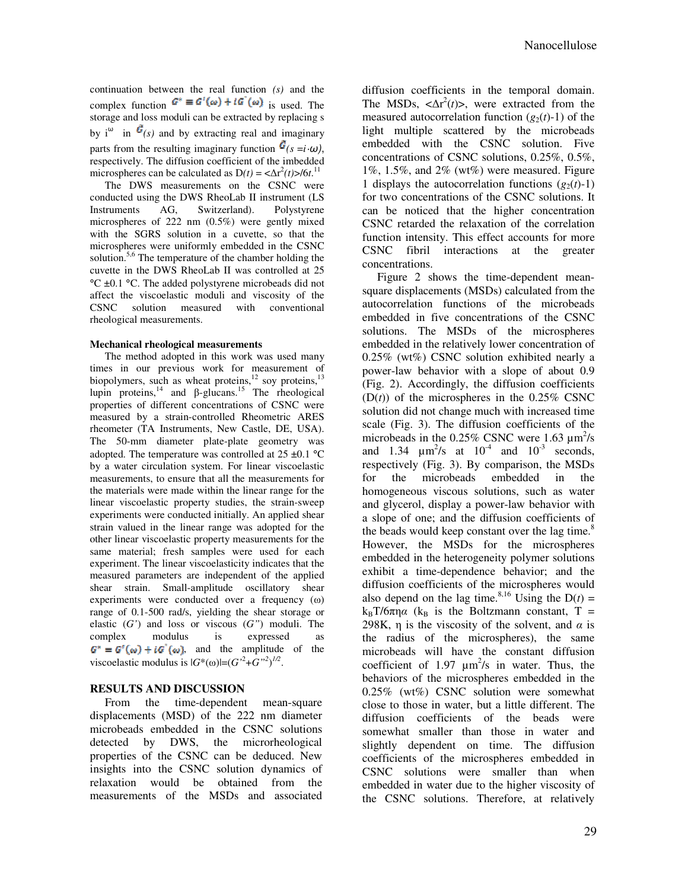continuation between the real function *(s)* and the complex function $G^* \equiv G'(\omega) + iG''(\omega)$ is used. The storage and loss moduli can be extracted by replacing s by $i^{\omega}$ in $\tilde{G}(s)$ and by extracting real and imaginary parts from the resulting imaginary function $\tilde{G}(s = i \cdot \omega)$, respectively. The diffusion coefficient of the imbedded microspheres can be calculated as $D(t) = \langle \Delta r^2(t) \rangle / 6t$.[11]

The DWS measurements on the CSNC were conducted using the DWS RheoLab II instrument (LS Instruments AG, Switzerland). Polystyrene microspheres of 222 nm (0.5%) were gently mixed with the SGRS solution in a cuvette, so that the microspheres were uniformly embedded in the CSNC solution.[5,6] The temperature of the chamber holding the cuvette in the DWS RheoLab II was controlled at 25 °C ±0.1 °C. The added polystyrene microbeads did not affect the viscoelastic moduli and viscosity of the CSNC solution measured with conventional rheological measurements.

**Mechanical rheological measurements**

The method adopted in this work was used many times in our previous work for measurement of biopolymers, such as wheat proteins,[12] soy proteins,[13] lupin proteins,[14] and β-glucans.[15] The rheological properties of different concentrations of CSNC were measured by a strain-controlled Rheometric ARES rheometer (TA Instruments, New Castle, DE, USA). The 50-mm diameter plate-plate geometry was adopted. The temperature was controlled at 25 ±0.1 °C by a water circulation system. For linear viscoelastic measurements, to ensure that all the measurements for the materials were made within the linear range for the linear viscoelastic property studies, the strain-sweep experiments were conducted initially. An applied shear strain valued in the linear range was adopted for the other linear viscoelastic property measurements for the same material; fresh samples were used for each experiment. The linear viscoelasticity indicates that the measured parameters are independent of the applied shear strain. Small-amplitude oscillatory shear experiments were conducted over a frequency (ω) range of 0.1-500 rad/s, yielding the shear storage or elastic ($G'$) and loss or viscous ($G''$) moduli. The complex modulus is expressed as $G^* = G'(\omega) + iG''(\omega)$, and the amplitude of the viscoelastic modulus is $|G^*(\omega)| = (G'^2 + G''^2)^{1/2}$.

## RESULTS AND DISCUSSION

From the time-dependent mean-square displacements (MSD) of the 222 nm diameter microbeads embedded in the CSNC solutions detected by DWS, the microrheological properties of the CSNC can be deduced. New insights into the CSNC solution dynamics of relaxation would be obtained from the measurements of the MSDs and associated diffusion coefficients in the temporal domain. The MSDs, $\langle \Delta r^2(t) \rangle$, were extracted from the measured autocorrelation function ($g_2(t)$-1) of the light multiple scattered by the microbeads embedded with the CSNC solution. Five concentrations of CSNC solutions, 0.25%, 0.5%, 1%, 1.5%, and 2% (wt%) were measured. Figure 1 displays the autocorrelation functions ($g_2(t)$-1) for two concentrations of the CSNC solutions. It can be noticed that the higher concentration CSNC retarded the relaxation of the correlation function intensity. This effect accounts for more CSNC fibril interactions at the greater concentrations.

Figure 2 shows the time-dependent mean-square displacements (MSDs) calculated from the autocorrelation functions of the microbeads embedded in five concentrations of the CSNC solutions. The MSDs of the microspheres embedded in the relatively lower concentration of 0.25% (wt%) CSNC solution exhibited nearly a power-law behavior with a slope of about 0.9 (Fig. 2). Accordingly, the diffusion coefficients ($D(t)$) of the microspheres in the 0.25% CSNC solution did not change much with increased time scale (Fig. 3). The diffusion coefficients of the microbeads in the 0.25% CSNC were 1.63 $\mu m^2/s$ and 1.34 $\mu m^2/s$ at $10^{-4}$ and $10^{-3}$ seconds, respectively (Fig. 3). By comparison, the MSDs for the microbeads embedded in the homogeneous viscous solutions, such as water and glycerol, display a power-law behavior with a slope of one; and the diffusion coefficients of the beads would keep constant over the lag time.[8] However, the MSDs for the microspheres embedded in the heterogeneity polymer solutions exhibit a time-dependence behavior; and the diffusion coefficients of the microspheres would also depend on the lag time.[8,16] Using the $D(t) = k_B T / 6\pi\eta\alpha$ ($k_B$ is the Boltzmann constant, T = 298K, η is the viscosity of the solvent, and $\alpha$ is the radius of the microspheres), the same microbeads will have the constant diffusion coefficient of 1.97 $\mu m^2/s$ in water. Thus, the behaviors of the microspheres embedded in the 0.25% (wt%) CSNC solution were somewhat close to those in water, but a little different. The diffusion coefficients of the beads were somewhat smaller than those in water and slightly dependent on time. The diffusion coefficients of the microspheres embedded in CSNC solutions were smaller than when embedded in water due to the higher viscosity of the CSNC solutions. Therefore, at relatively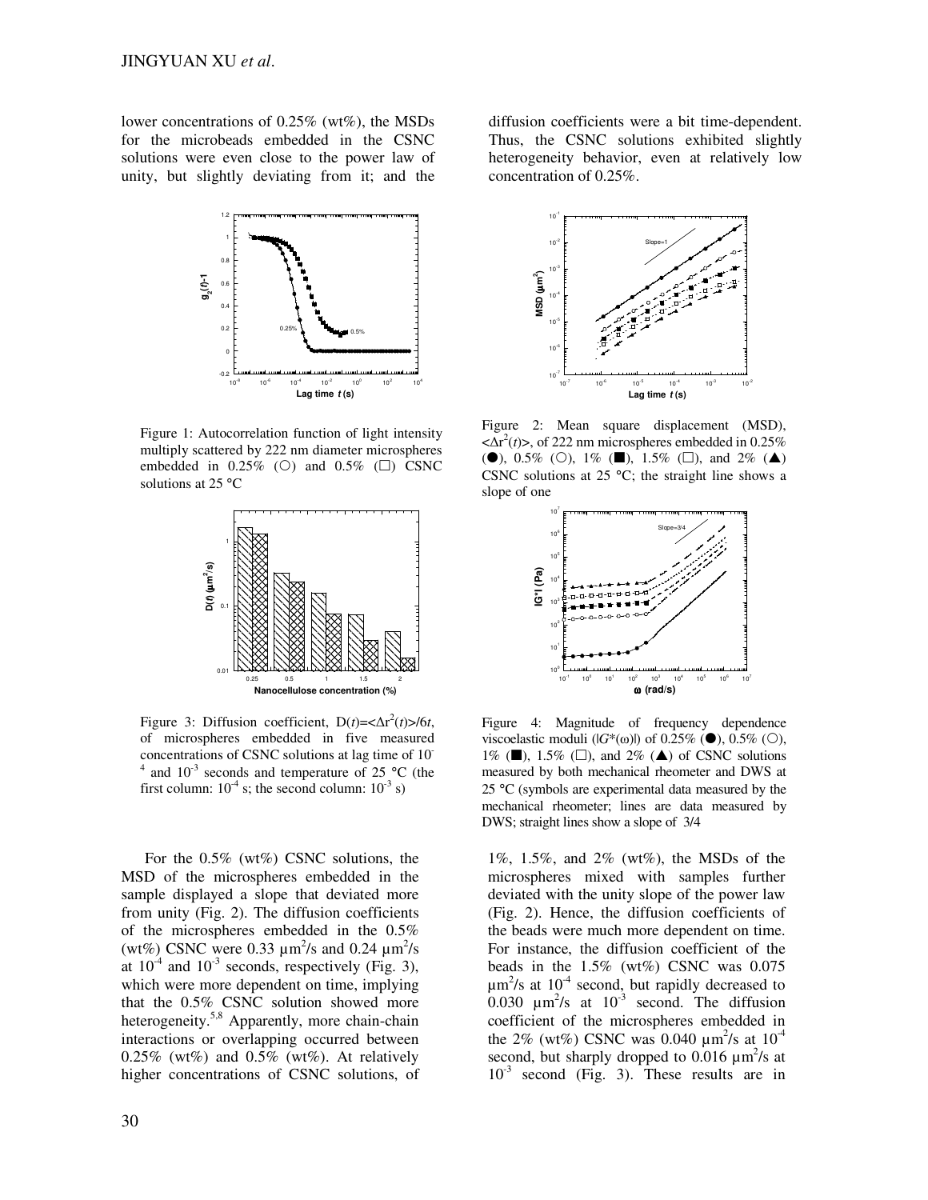lower concentrations of 0.25% (wt%), the MSDs for the microbeads embedded in the CSNC solutions were even close to the power law of unity, but slightly deviating from it; and the diffusion coefficients were a bit time-dependent. Thus, the CSNC solutions exhibited slightly heterogeneity behavior, even at relatively low concentration of 0.25%.

Figure 1: Autocorrelation function of light intensity multiply scattered by 222 nm diameter microspheres embedded in 0.25% (○) and 0.5% (□) CSNC solutions at 25 °C

Figure 2: Mean square displacement (MSD), $<\Delta r^2(t)>$, of 222 nm microspheres embedded in 0.25% (●), 0.5% (○), 1% (■), 1.5% (□), and 2% (▲) CSNC solutions at 25 °C; the straight line shows a slope of one

Figure 3: Diffusion coefficient, $D(t)=<\Delta r^2(t)>/6t$, of microspheres embedded in five measured concentrations of CSNC solutions at lag time of $10^{-4}$ and $10^{-3}$ seconds and temperature of 25 °C (the first column: $10^{-4}$ s; the second column: $10^{-3}$ s)

Figure 4: Magnitude of frequency dependence viscoelastic moduli ($|G^*(\omega)|$) of 0.25% (●), 0.5% (○), 1% (■), 1.5% (□), and 2% (▲) of CSNC solutions measured by both mechanical rheometer and DWS at 25 °C (symbols are experimental data measured by the mechanical rheometer; lines are data measured by DWS; straight lines show a slope of 3/4

For the 0.5% (wt%) CSNC solutions, the MSD of the microspheres embedded in the sample displayed a slope that deviated more from unity (Fig. 2). The diffusion coefficients of the microspheres embedded in the 0.5% (wt%) CSNC were 0.33 $\mu m^2/s$ and 0.24 $\mu m^2/s$ at $10^{-4}$ and $10^{-3}$ seconds, respectively (Fig. 3), which were more dependent on time, implying that the 0.5% CSNC solution showed more heterogeneity.[5,8] Apparently, more chain-chain interactions or overlapping occurred between 0.25% (wt%) and 0.5% (wt%). At relatively higher concentrations of CSNC solutions, of 1%, 1.5%, and 2% (wt%), the MSDs of the microspheres mixed with samples further deviated with the unity slope of the power law (Fig. 2). Hence, the diffusion coefficients of the beads were much more dependent on time. For instance, the diffusion coefficient of the beads in the 1.5% (wt%) CSNC was 0.075 $\mu m^2/s$ at $10^{-4}$ second, but rapidly decreased to 0.030 $\mu m^2/s$ at $10^{-3}$ second. The diffusion coefficient of the microspheres embedded in the 2% (wt%) CSNC was 0.040 $\mu m^2/s$ at $10^{-4}$ second, but sharply dropped to 0.016 $\mu m^2/s$ at $10^{-3}$ second (Fig. 3). These results are in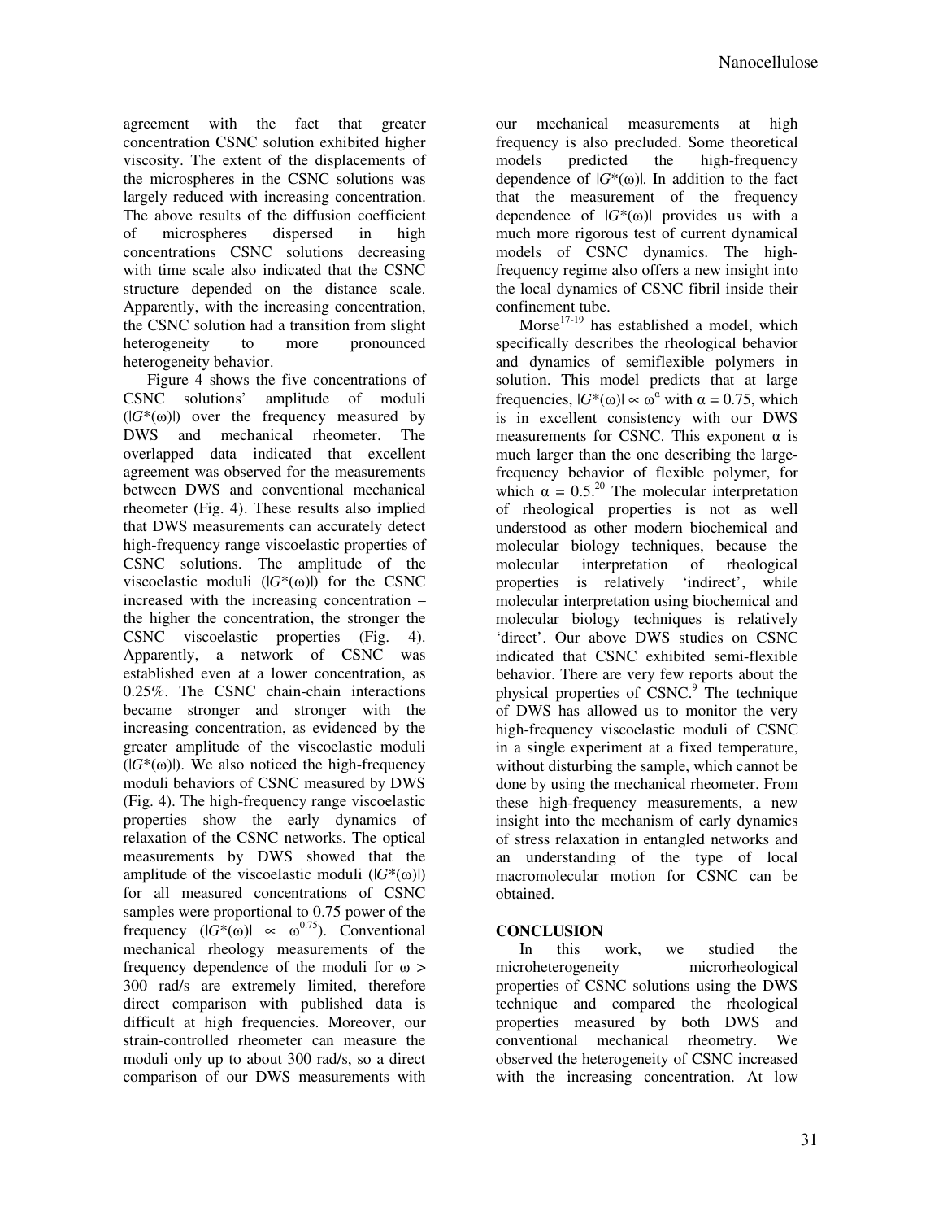agreement with the fact that greater concentration CSNC solution exhibited higher viscosity. The extent of the displacements of the microspheres in the CSNC solutions was largely reduced with increasing concentration. The above results of the diffusion coefficient of microspheres dispersed in high concentrations CSNC solutions decreasing with time scale also indicated that the CSNC structure depended on the distance scale. Apparently, with the increasing concentration, the CSNC solution had a transition from slight heterogeneity to more pronounced heterogeneity behavior.

Figure 4 shows the five concentrations of CSNC solutions' amplitude of moduli ($|G^*(\omega)|$) over the frequency measured by DWS and mechanical rheometer. The overlapped data indicated that excellent agreement was observed for the measurements between DWS and conventional mechanical rheometer (Fig. 4). These results also implied that DWS measurements can accurately detect high-frequency range viscoelastic properties of CSNC solutions. The amplitude of the viscoelastic moduli ($|G^*(\omega)|$) for the CSNC increased with the increasing concentration – the higher the concentration, the stronger the CSNC viscoelastic properties (Fig. 4). Apparently, a network of CSNC was established even at a lower concentration, as 0.25%. The CSNC chain-chain interactions became stronger and stronger with the increasing concentration, as evidenced by the greater amplitude of the viscoelastic moduli ($|G^*(\omega)|$). We also noticed the high-frequency moduli behaviors of CSNC measured by DWS (Fig. 4). The high-frequency range viscoelastic properties show the early dynamics of relaxation of the CSNC networks. The optical measurements by DWS showed that the amplitude of the viscoelastic moduli ($|G^*(\omega)|$) for all measured concentrations of CSNC samples were proportional to 0.75 power of the frequency ($|G^*(\omega)| \propto \omega^{0.75}$). Conventional mechanical rheology measurements of the frequency dependence of the moduli for $\omega >$ 300 rad/s are extremely limited, therefore direct comparison with published data is difficult at high frequencies. Moreover, our strain-controlled rheometer can measure the moduli only up to about 300 rad/s, so a direct comparison of our DWS measurements with our mechanical measurements at high frequency is also precluded. Some theoretical models predicted the high-frequency dependence of $|G^*(\omega)|$. In addition to the fact that the measurement of the frequency dependence of $|G^*(\omega)|$ provides us with a much more rigorous test of current dynamical models of CSNC dynamics. The high-frequency regime also offers a new insight into the local dynamics of CSNC fibril inside their confinement tube.

Morse[17-19] has established a model, which specifically describes the rheological behavior and dynamics of semiflexible polymers in solution. This model predicts that at large frequencies, $|G^*(\omega)| \propto \omega^{\alpha}$ with $\alpha = 0.75$, which is in excellent consistency with our DWS measurements for CSNC. This exponent $\alpha$ is much larger than the one describing the large-frequency behavior of flexible polymer, for which $\alpha = 0.5$.[20] The molecular interpretation of rheological properties is not as well understood as other modern biochemical and molecular biology techniques, because the molecular interpretation of rheological properties is relatively 'indirect', while molecular interpretation using biochemical and molecular biology techniques is relatively 'direct'. Our above DWS studies on CSNC indicated that CSNC exhibited semi-flexible behavior. There are very few reports about the physical properties of CSNC.[9] The technique of DWS has allowed us to monitor the very high-frequency viscoelastic moduli of CSNC in a single experiment at a fixed temperature, without disturbing the sample, which cannot be done by using the mechanical rheometer. From these high-frequency measurements, a new insight into the mechanism of early dynamics of stress relaxation in entangled networks and an understanding of the type of local macromolecular motion for CSNC can be obtained.

## CONCLUSION

In this work, we studied the microheterogeneity microrheological properties of CSNC solutions using the DWS technique and compared the rheological properties measured by both DWS and conventional mechanical rheometry. We observed the heterogeneity of CSNC increased with the increasing concentration. At low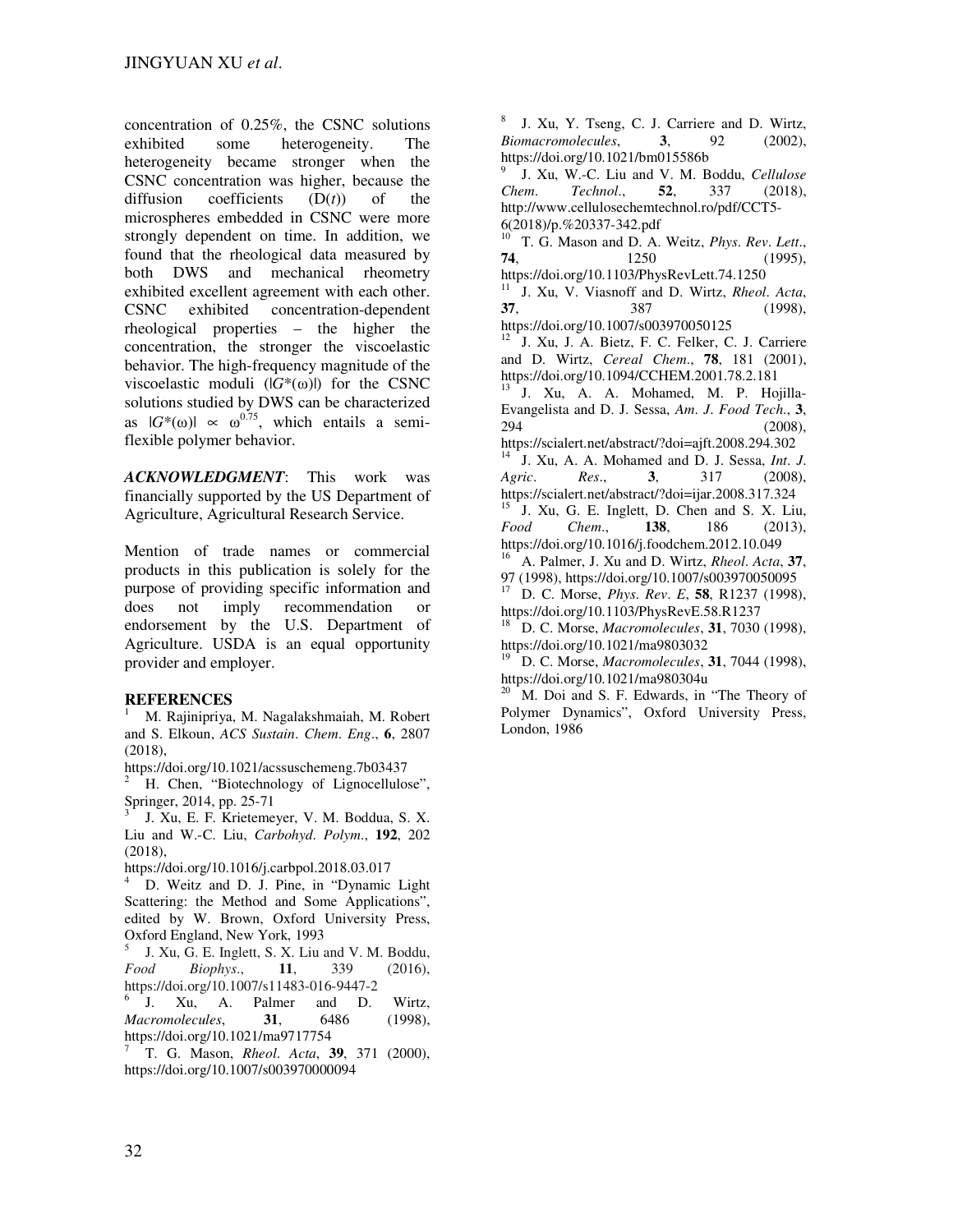concentration of 0.25%, the CSNC solutions exhibited some heterogeneity. The heterogeneity became stronger when the CSNC concentration was higher, because the diffusion coefficients ($D(t)$) of the microspheres embedded in CSNC were more strongly dependent on time. In addition, we found that the rheological data measured by both DWS and mechanical rheometry exhibited excellent agreement with each other. CSNC exhibited concentration-dependent rheological properties – the higher the concentration, the stronger the viscoelastic behavior. The high-frequency magnitude of the viscoelastic moduli ($|G^*(\omega)|$) for the CSNC solutions studied by DWS can be characterized as $|G^*(\omega)| \propto \omega^{0.75}$, which entails a semi-flexible polymer behavior.

***ACKNOWLEDGMENT***: This work was financially supported by the US Department of Agriculture, Agricultural Research Service.

Mention of trade names or commercial products in this publication is solely for the purpose of providing specific information and does not imply recommendation or endorsement by the U.S. Department of Agriculture. USDA is an equal opportunity provider and employer.

## REFERENCES

[1] M. Rajinipriya, M. Nagalakshmaiah, M. Robert and S. Elkoun, *ACS Sustain. Chem. Eng.*, **6**, 2807 (2018), https://doi.org/10.1021/acssuschemeng.7b03437

[2] H. Chen, "Biotechnology of Lignocellulose", Springer, 2014, pp. 25-71

[3] J. Xu, E. F. Krietemeyer, V. M. Boddua, S. X. Liu and W.-C. Liu, *Carbohyd. Polym.*, **192**, 202 (2018), https://doi.org/10.1016/j.carbpol.2018.03.017

[4] D. Weitz and D. J. Pine, in "Dynamic Light Scattering: the Method and Some Applications", edited by W. Brown, Oxford University Press, Oxford England, New York, 1993

[5] J. Xu, G. E. Inglett, S. X. Liu and V. M. Boddu, *Food Biophys.*, **11**, 339 (2016), https://doi.org/10.1007/s11483-016-9447-2

[6] J. Xu, A. Palmer and D. Wirtz, *Macromolecules*, **31**, 6486 (1998), https://doi.org/10.1021/ma9717754

[7] T. G. Mason, *Rheol. Acta*, **39**, 371 (2000), https://doi.org/10.1007/s003970000094

[8] J. Xu, Y. Tseng, C. J. Carriere and D. Wirtz, *Biomacromolecules*, **3**, 92 (2002), https://doi.org/10.1021/bm015586b

[9] J. Xu, W.-C. Liu and V. M. Boddu, *Cellulose Chem. Technol.*, **52**, 337 (2018), http://www.cellulosechemtechnol.ro/pdf/CCT5-6(2018)/p.%20337-342.pdf

[10] T. G. Mason and D. A. Weitz, *Phys. Rev. Lett.*, **74**, 1250 (1995), https://doi.org/10.1103/PhysRevLett.74.1250

[11] J. Xu, V. Viasnoff and D. Wirtz, *Rheol. Acta*, **37**, 387 (1998), https://doi.org/10.1007/s003970050125

[12] J. Xu, J. A. Bietz, F. C. Felker, C. J. Carriere and D. Wirtz, *Cereal Chem.*, **78**, 181 (2001), https://doi.org/10.1094/CCHEM.2001.78.2.181

[13] J. Xu, A. A. Mohamed, M. P. Hojilla-Evangelista and D. J. Sessa, *Am. J. Food Tech.*, **3**, 294 (2008), https://scialert.net/abstract/?doi=ajft.2008.294.302

[14] J. Xu, A. A. Mohamed and D. J. Sessa, *Int. J. Agric. Res.*, **3**, 317 (2008), https://scialert.net/abstract/?doi=ijar.2008.317.324

[15] J. Xu, G. E. Inglett, D. Chen and S. X. Liu, *Food Chem.*, **138**, 186 (2013), https://doi.org/10.1016/j.foodchem.2012.10.049

[16] A. Palmer, J. Xu and D. Wirtz, *Rheol. Acta*, **37**, 97 (1998), https://doi.org/10.1007/s003970050095

[17] D. C. Morse, *Phys. Rev. E*, **58**, R1237 (1998), https://doi.org/10.1103/PhysRevE.58.R1237

[18] D. C. Morse, *Macromolecules*, **31**, 7030 (1998), https://doi.org/10.1021/ma9803032

[19] D. C. Morse, *Macromolecules*, **31**, 7044 (1998), https://doi.org/10.1021/ma980304u

[20] M. Doi and S. F. Edwards, in "The Theory of Polymer Dynamics", Oxford University Press, London, 1986